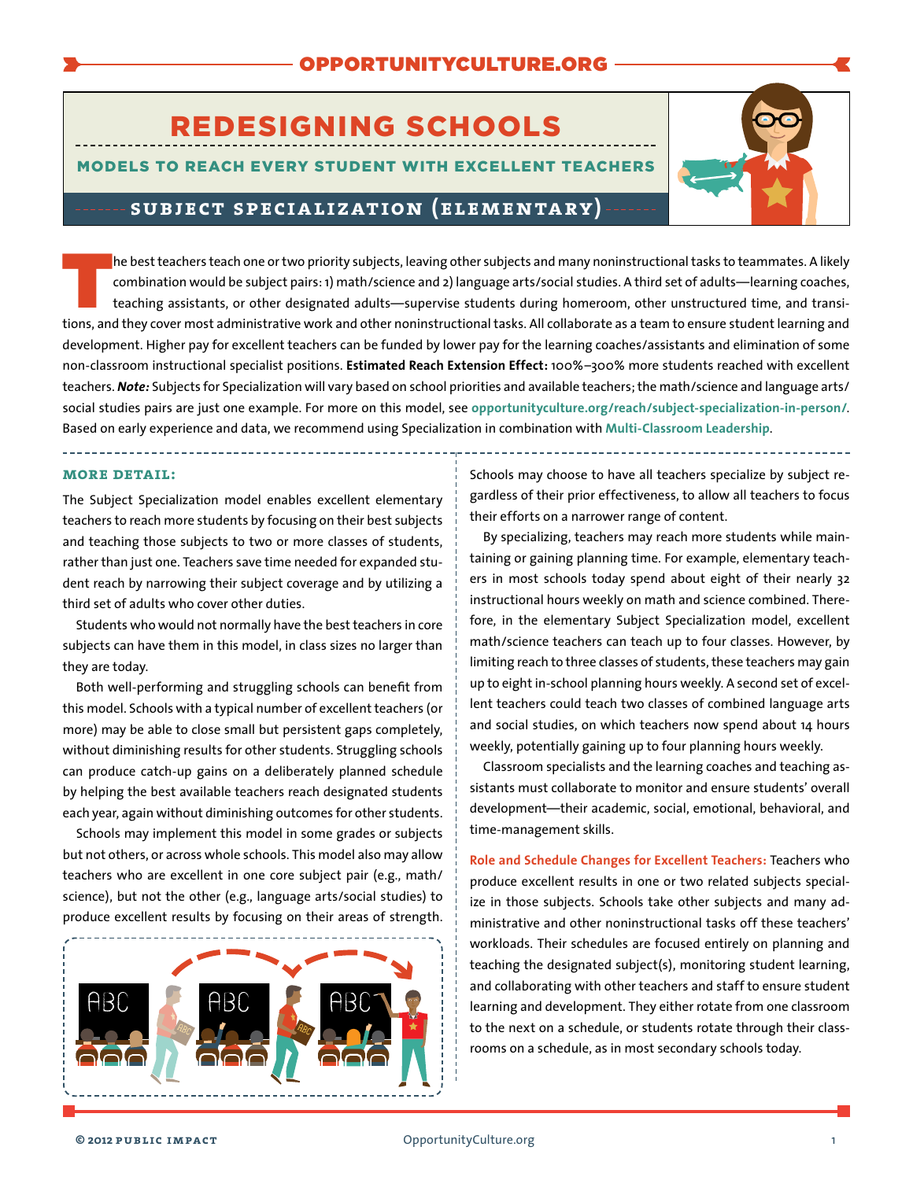# REDESIGNING SCHOOLS

## MODELS TO REACH EVERY STUDENT WITH EXCELLENT TEACHERS

## SUBJECT SPECIALIZATION (ELEMENTARY)

The best teachers teach one or two priority subjects, leaving other subjects and many noninstructional tasks to teammates. A likely combination would be subject pairs: 1) math/science and 2) language arts/social studies. A third set of adults—learning coaches, teaching assistants, or other designated adults—supervise students during homeroom, other unstructured time, and transitions, and they cover most administrative work and other noninstructional tasks. All collaborate as a team to ensure student learning and development. Higher pay for excellent teachers can be funded by lower pay for the learning coaches/assistants and elimination of some non-classroom instructional specialist positions. **Estimated Reach Extension Effect:** 100%–300% more students reached with excellent teachers. ***Note:*** Subjects for Specialization will vary based on school priorities and available teachers; the math/science and language arts/social studies pairs are just one example. For more on this model, see opportunityculture.org/reach/subject-specialization-in-person/. Based on early experience and data, we recommend using Specialization in combination with Multi-Classroom Leadership.

### MORE DETAIL:

The Subject Specialization model enables excellent elementary teachers to reach more students by focusing on their best subjects and teaching those subjects to two or more classes of students, rather than just one. Teachers save time needed for expanded student reach by narrowing their subject coverage and by utilizing a third set of adults who cover other duties.

Students who would not normally have the best teachers in core subjects can have them in this model, in class sizes no larger than they are today.

Both well-performing and struggling schools can benefit from this model. Schools with a typical number of excellent teachers (or more) may be able to close small but persistent gaps completely, without diminishing results for other students. Struggling schools can produce catch-up gains on a deliberately planned schedule by helping the best available teachers reach designated students each year, again without diminishing outcomes for other students.

Schools may implement this model in some grades or subjects but not others, or across whole schools. This model also may allow teachers who are excellent in one core subject pair (e.g., math/science), but not the other (e.g., language arts/social studies) to produce excellent results by focusing on their areas of strength.

Schools may choose to have all teachers specialize by subject regardless of their prior effectiveness, to allow all teachers to focus their efforts on a narrower range of content.

By specializing, teachers may reach more students while maintaining or gaining planning time. For example, elementary teachers in most schools today spend about eight of their nearly 32 instructional hours weekly on math and science combined. Therefore, in the elementary Subject Specialization model, excellent math/science teachers can teach up to four classes. However, by limiting reach to three classes of students, these teachers may gain up to eight in-school planning hours weekly. A second set of excellent teachers could teach two classes of combined language arts and social studies, on which teachers now spend about 14 hours weekly, potentially gaining up to four planning hours weekly.

Classroom specialists and the learning coaches and teaching assistants must collaborate to monitor and ensure students' overall development—their academic, social, emotional, behavioral, and time-management skills.

**Role and Schedule Changes for Excellent Teachers:** Teachers who produce excellent results in one or two related subjects specialize in those subjects. Schools take other subjects and many administrative and other noninstructional tasks off these teachers' workloads. Their schedules are focused entirely on planning and teaching the designated subject(s), monitoring student learning, and collaborating with other teachers and staff to ensure student learning and development. They either rotate from one classroom to the next on a schedule, or students rotate through their classrooms on a schedule, as in most secondary schools today.

© 2012 PUBLIC IMPACT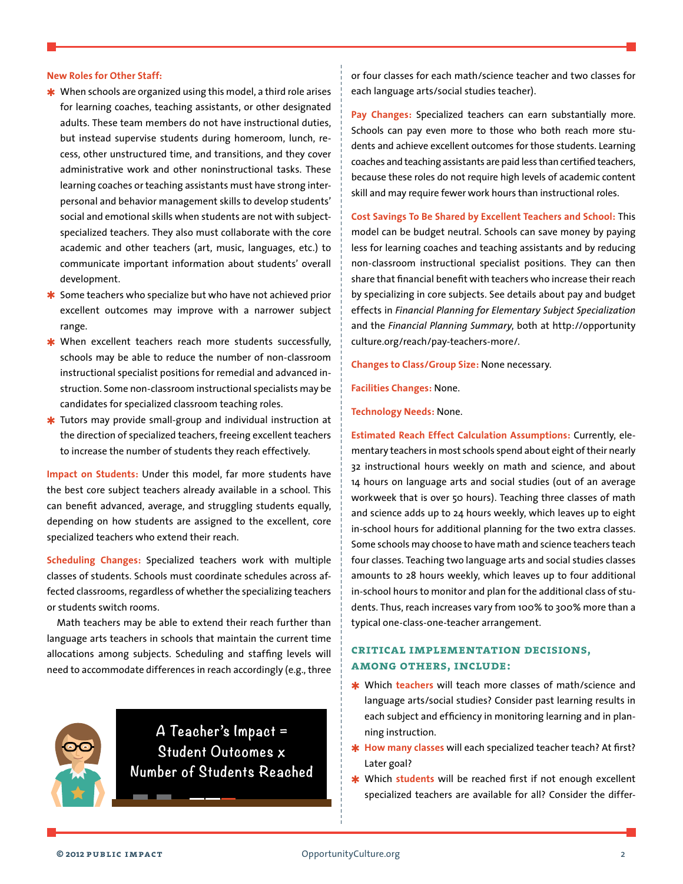**New Roles for Other Staff:**

- When schools are organized using this model, a third role arises for learning coaches, teaching assistants, or other designated adults. These team members do not have instructional duties, but instead supervise students during homeroom, lunch, recess, other unstructured time, and transitions, and they cover administrative work and other noninstructional tasks. These learning coaches or teaching assistants must have strong interpersonal and behavior management skills to develop students' social and emotional skills when students are not with subject-specialized teachers. They also must collaborate with the core academic and other teachers (art, music, languages, etc.) to communicate important information about students' overall development.
- Some teachers who specialize but who have not achieved prior excellent outcomes may improve with a narrower subject range.
- When excellent teachers reach more students successfully, schools may be able to reduce the number of non-classroom instructional specialist positions for remedial and advanced instruction. Some non-classroom instructional specialists may be candidates for specialized classroom teaching roles.
- Tutors may provide small-group and individual instruction at the direction of specialized teachers, freeing excellent teachers to increase the number of students they reach effectively.

**Impact on Students:** Under this model, far more students have the best core subject teachers already available in a school. This can benefit advanced, average, and struggling students equally, depending on how students are assigned to the excellent, core specialized teachers who extend their reach.

**Scheduling Changes:** Specialized teachers work with multiple classes of students. Schools must coordinate schedules across affected classrooms, regardless of whether the specializing teachers or students switch rooms.

Math teachers may be able to extend their reach further than language arts teachers in schools that maintain the current time allocations among subjects. Scheduling and staffing levels will need to accommodate differences in reach accordingly (e.g., three or four classes for each math/science teacher and two classes for each language arts/social studies teacher).

A Teacher's Impact = Student Outcomes x Number of Students Reached

**Pay Changes:** Specialized teachers can earn substantially more. Schools can pay even more to those who both reach more students and achieve excellent outcomes for those students. Learning coaches and teaching assistants are paid less than certified teachers, because these roles do not require high levels of academic content skill and may require fewer work hours than instructional roles.

**Cost Savings To Be Shared by Excellent Teachers and School:** This model can be budget neutral. Schools can save money by paying less for learning coaches and teaching assistants and by reducing non-classroom instructional specialist positions. They can then share that financial benefit with teachers who increase their reach by specializing in core subjects. See details about pay and budget effects in *Financial Planning for Elementary Subject Specialization* and the *Financial Planning Summary*, both at http://opportunityculture.org/reach/pay-teachers-more/.

**Changes to Class/Group Size:** None necessary.

**Facilities Changes:** None.

**Technology Needs:** None.

**Estimated Reach Effect Calculation Assumptions:** Currently, elementary teachers in most schools spend about eight of their nearly 32 instructional hours weekly on math and science, and about 14 hours on language arts and social studies (out of an average workweek that is over 50 hours). Teaching three classes of math and science adds up to 24 hours weekly, which leaves up to eight in-school hours for additional planning for the two extra classes. Some schools may choose to have math and science teachers teach four classes. Teaching two language arts and social studies classes amounts to 28 hours weekly, which leaves up to four additional in-school hours to monitor and plan for the additional class of students. Thus, reach increases vary from 100% to 300% more than a typical one-class-one-teacher arrangement.

## CRITICAL IMPLEMENTATION DECISIONS, AMONG OTHERS, INCLUDE:

- Which **teachers** will teach more classes of math/science and language arts/social studies? Consider past learning results in each subject and efficiency in monitoring learning and in planning instruction.
- **How many classes** will each specialized teacher teach? At first? Later goal?
- Which **students** will be reached first if not enough excellent specialized teachers are available for all? Consider the differ-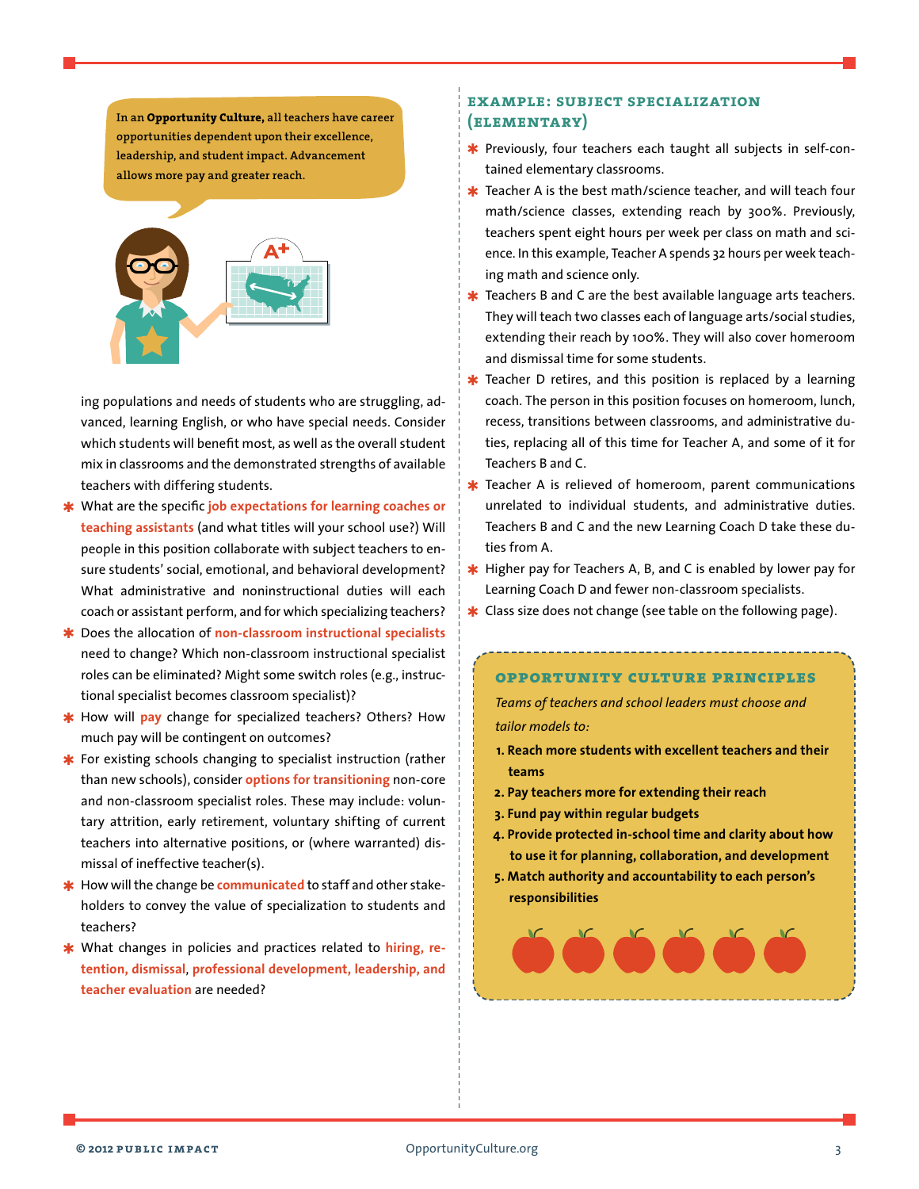In an **Opportunity Culture,** all teachers have career opportunities dependent upon their excellence, leadership, and student impact. Advancement allows more pay and greater reach.

ing populations and needs of students who are struggling, advanced, learning English, or who have special needs. Consider which students will benefit most, as well as the overall student mix in classrooms and the demonstrated strengths of available teachers with differing students.

- What are the specific **job expectations for learning coaches or teaching assistants** (and what titles will your school use?) Will people in this position collaborate with subject teachers to ensure students' social, emotional, and behavioral development? What administrative and noninstructional duties will each coach or assistant perform, and for which specializing teachers?
- Does the allocation of **non-classroom instructional specialists** need to change? Which non-classroom instructional specialist roles can be eliminated? Might some switch roles (e.g., instructional specialist becomes classroom specialist)?
- How will **pay** change for specialized teachers? Others? How much pay will be contingent on outcomes?
- For existing schools changing to specialist instruction (rather than new schools), consider **options for transitioning** non-core and non-classroom specialist roles. These may include: voluntary attrition, early retirement, voluntary shifting of current teachers into alternative positions, or (where warranted) dismissal of ineffective teacher(s).
- How will the change be **communicated** to staff and other stakeholders to convey the value of specialization to students and teachers?
- What changes in policies and practices related to **hiring, retention, dismissal**, **professional development, leadership, and teacher evaluation** are needed?

## EXAMPLE: SUBJECT SPECIALIZATION (ELEMENTARY)

- Previously, four teachers each taught all subjects in self-contained elementary classrooms.
- Teacher A is the best math/science teacher, and will teach four math/science classes, extending reach by 300%. Previously, teachers spent eight hours per week per class on math and science. In this example, Teacher A spends 32 hours per week teaching math and science only.
- Teachers B and C are the best available language arts teachers. They will teach two classes each of language arts/social studies, extending their reach by 100%. They will also cover homeroom and dismissal time for some students.
- Teacher D retires, and this position is replaced by a learning coach. The person in this position focuses on homeroom, lunch, recess, transitions between classrooms, and administrative duties, replacing all of this time for Teacher A, and some of it for Teachers B and C.
- Teacher A is relieved of homeroom, parent communications unrelated to individual students, and administrative duties. Teachers B and C and the new Learning Coach D take these duties from A.
- Higher pay for Teachers A, B, and C is enabled by lower pay for Learning Coach D and fewer non-classroom specialists.
- Class size does not change (see table on the following page).

### OPPORTUNITY CULTURE PRINCIPLES

*Teams of teachers and school leaders must choose and tailor models to:*

1. **Reach more students with excellent teachers and their teams**
2. **Pay teachers more for extending their reach**
3. **Fund pay within regular budgets**
4. **Provide protected in-school time and clarity about how to use it for planning, collaboration, and development**
5. **Match authority and accountability to each person's responsibilities**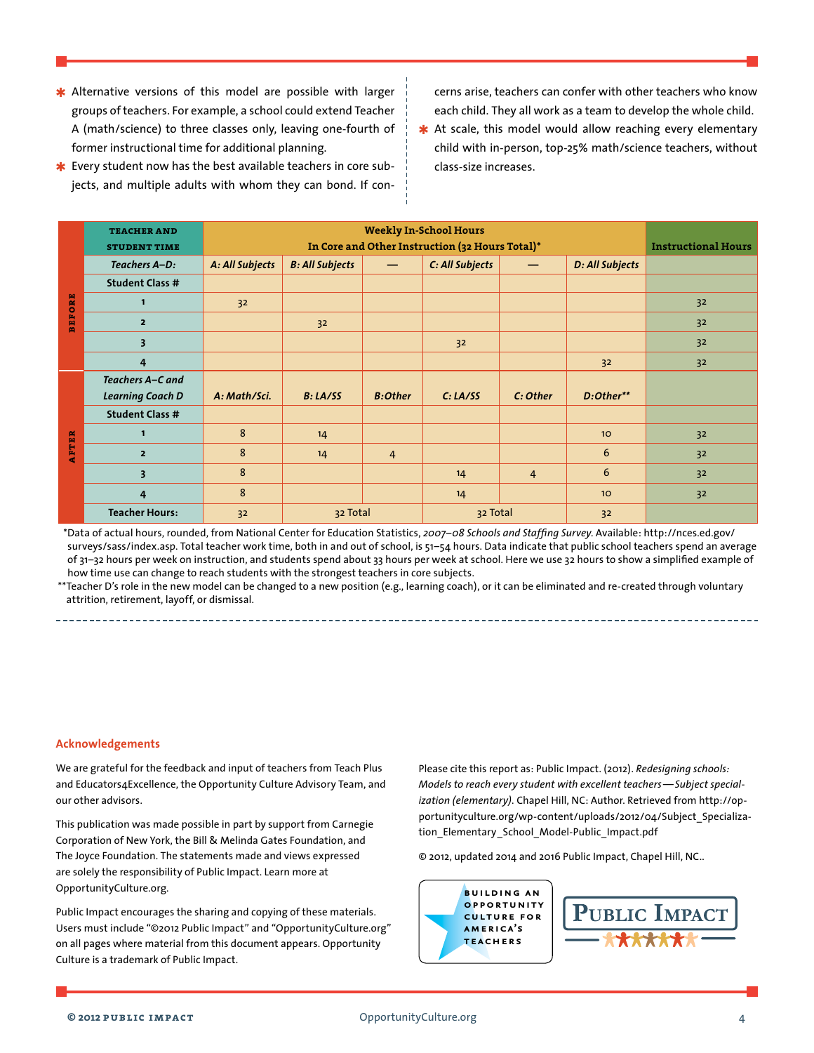- Alternative versions of this model are possible with larger groups of teachers. For example, a school could extend Teacher A (math/science) to three classes only, leaving one-fourth of former instructional time for additional planning.
- Every student now has the best available teachers in core subjects, and multiple adults with whom they can bond. If concerns arise, teachers can confer with other teachers who know each child. They all work as a team to develop the whole child.
- At scale, this model would allow reaching every elementary child with in-person, top-25% math/science teachers, without class-size increases.

| | TEACHER AND STUDENT TIME | Weekly In-School Hours In Core and Other Instruction (32 Hours Total)* | | | | | | Instructional Hours |
|---|---|---|---|---|---|---|---|---|
| BEFORE | *Teachers A–D:* | *A: All Subjects* | *B: All Subjects* | — | *C: All Subjects* | — | *D: All Subjects* | |
| | Student Class # | | | | | | | |
| | 1 | 32 | | | | | | 32 |
| | 2 | | 32 | | | | | 32 |
| | 3 | | | | 32 | | | 32 |
| | 4 | | | | | | 32 | 32 |
| AFTER | *Teachers A–C and Learning Coach D* | *A: Math/Sci.* | *B: LA/SS* | *B:Other* | *C: LA/SS* | *C: Other* | *D:Other*** | |
| | Student Class # | | | | | | | |
| | 1 | 8 | 14 | | | | 10 | 32 |
| | 2 | 8 | 14 | 4 | | | 6 | 32 |
| | 3 | 8 | | | 14 | 4 | 6 | 32 |
| | 4 | 8 | | | 14 | | 10 | 32 |
| | Teacher Hours: | 32 | 32 Total | | 32 Total | | 32 | |

*Data of actual hours, rounded, from National Center for Education Statistics, *2007–08 Schools and Staffing Survey*. Available: http://nces.ed.gov/surveys/sass/index.asp. Total teacher work time, both in and out of school, is 51–54 hours. Data indicate that public school teachers spend an average of 31–32 hours per week on instruction, and students spend about 33 hours per week at school. Here we use 32 hours to show a simplified example of how time use can change to reach students with the strongest teachers in core subjects.

**Teacher D's role in the new model can be changed to a new position (e.g., learning coach), or it can be eliminated and re-created through voluntary attrition, retirement, layoff, or dismissal.

## Acknowledgements

We are grateful for the feedback and input of teachers from Teach Plus and Educators4Excellence, the Opportunity Culture Advisory Team, and our other advisors.

This publication was made possible in part by support from Carnegie Corporation of New York, the Bill & Melinda Gates Foundation, and The Joyce Foundation. The statements made and views expressed are solely the responsibility of Public Impact. Learn more at OpportunityCulture.org.

Public Impact encourages the sharing and copying of these materials. Users must include "©2012 Public Impact" and "OpportunityCulture.org" on all pages where material from this document appears. Opportunity Culture is a trademark of Public Impact.

Please cite this report as: Public Impact. (2012). *Redesigning schools: Models to reach every student with excellent teachers—Subject specialization (elementary)*. Chapel Hill, NC: Author. Retrieved from http://opportunityculture.org/wp-content/uploads/2012/04/Subject_Specialization_Elementary_School_Model-Public_Impact.pdf

© 2012, updated 2014 and 2016 Public Impact, Chapel Hill, NC..

BUILDING AN OPPORTUNITY CULTURE FOR AMERICA'S TEACHERS

PUBLIC IMPACT